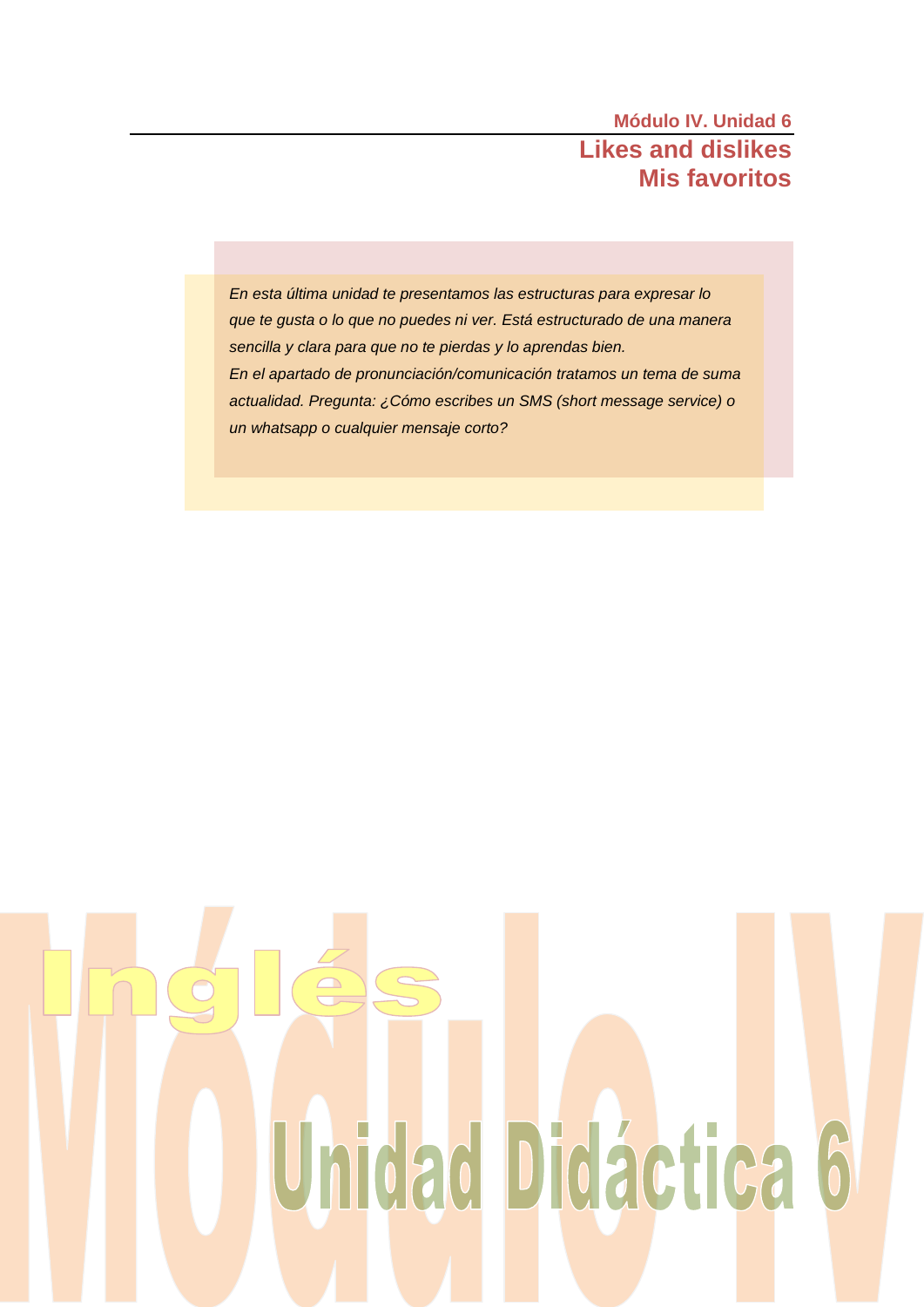Módulo IV. Unidad 6

# Likes and dislikes
# Mis favoritos

*En esta última unidad te presentamos las estructuras para expresar lo que te gusta o lo que no puedes ni ver. Está estructurado de una manera sencilla y clara para que no te pierdas y lo aprendas bien.*

*En el apartado de pronunciación/comunicación tratamos un tema de suma actualidad. Pregunta: ¿Cómo escribes un SMS (short message service) o un whatsapp o cualquier mensaje corto?*

Módulo IV

Inglés

Unidad Didáctica 6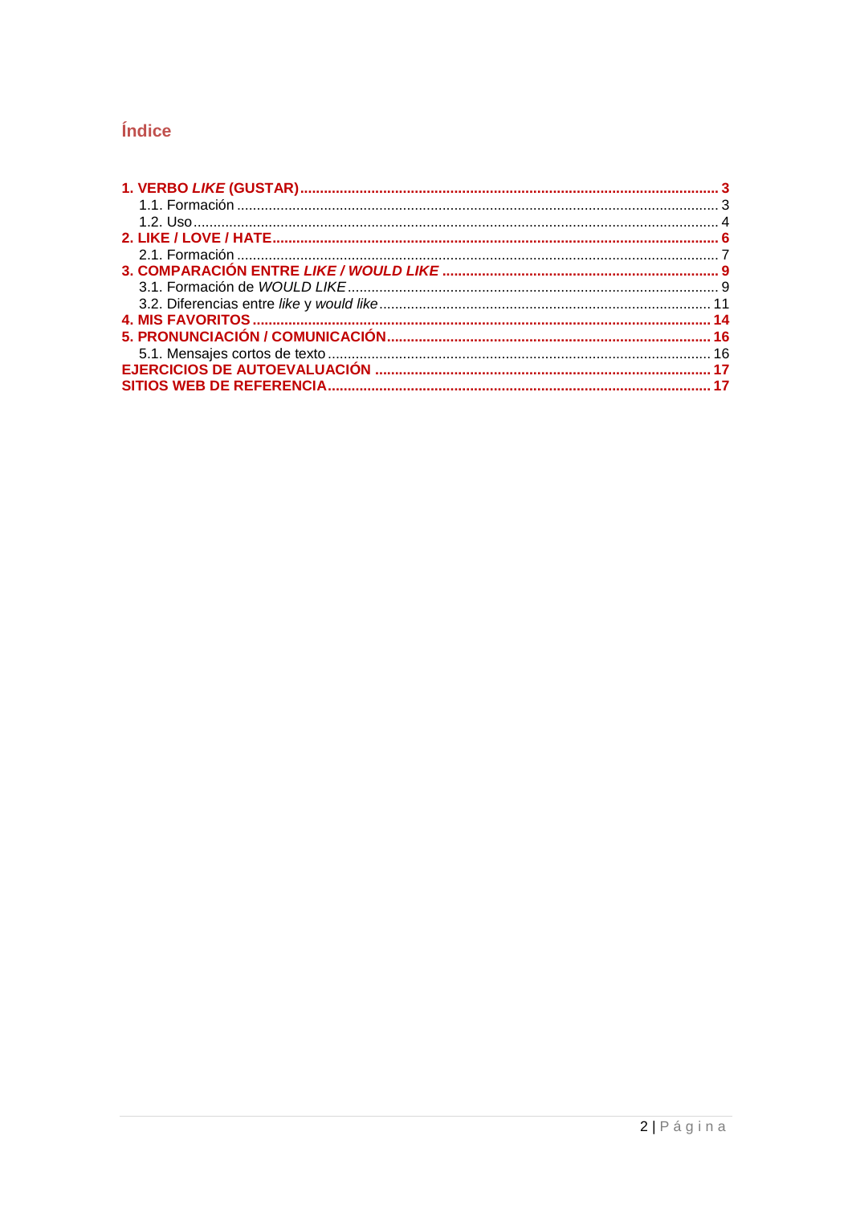## Índice

**1. VERBO *LIKE* (GUSTAR)** ..... 3
- 1.1. Formación ..... 3
- 1.2. Uso ..... 4

**2. LIKE / LOVE / HATE** ..... 6
- 2.1. Formación ..... 7

**3. COMPARACIÓN ENTRE *LIKE / WOULD LIKE*** ..... 9
- 3.1. Formación de *WOULD LIKE* ..... 9
- 3.2. Diferencias entre *like* y *would like* ..... 11

**4. MIS FAVORITOS** ..... 14

**5. PRONUNCIACIÓN / COMUNICACIÓN** ..... 16
- 5.1. Mensajes cortos de texto ..... 16

**EJERCICIOS DE AUTOEVALUACIÓN** ..... 17

**SITIOS WEB DE REFERENCIA** ..... 17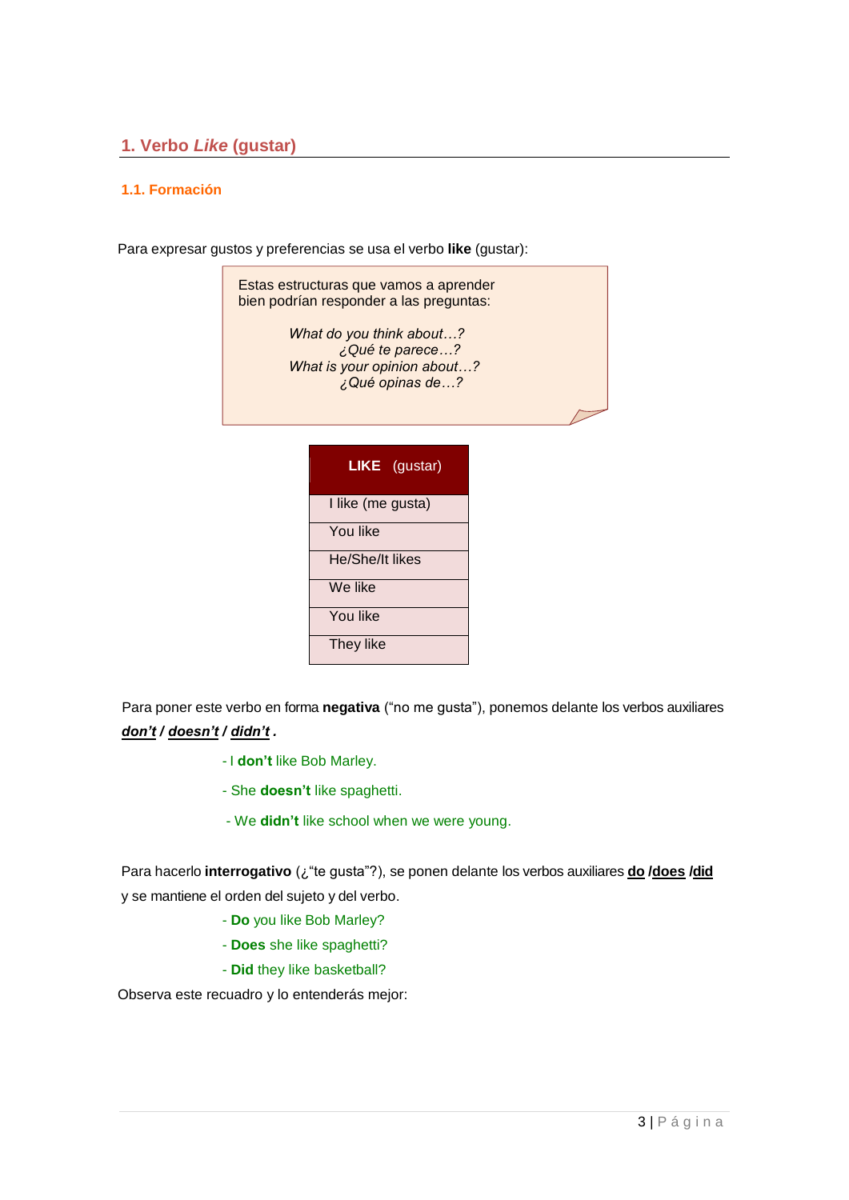## 1. Verbo *Like* (gustar)

### 1.1. Formación

Para expresar gustos y preferencias se usa el verbo **like** (gustar):

> Estas estructuras que vamos a aprender bien podrían responder a las preguntas:
>
> *What do you think about…?*
> *¿Qué te parece…?*
> *What is your opinion about…?*
> *¿Qué opinas de…?*

| **LIKE** (gustar) |
|---|
| I like (me gusta) |
| You like |
| He/She/It likes |
| We like |
| You like |
| They like |

Para poner este verbo en forma **negativa** ("no me gusta"), ponemos delante los verbos auxiliares ***don't*** **/** ***doesn't*** **/** ***didn't*** **.**

- I **don't** like Bob Marley.
- She **doesn't** like spaghetti.
- We **didn't** like school when we were young.

Para hacerlo **interrogativo** (¿"te gusta"?), se ponen delante los verbos auxiliares **do /does /did** y se mantiene el orden del sujeto y del verbo.

- **Do** you like Bob Marley?
- **Does** she like spaghetti?
- **Did** they like basketball?

Observa este recuadro y lo entenderás mejor: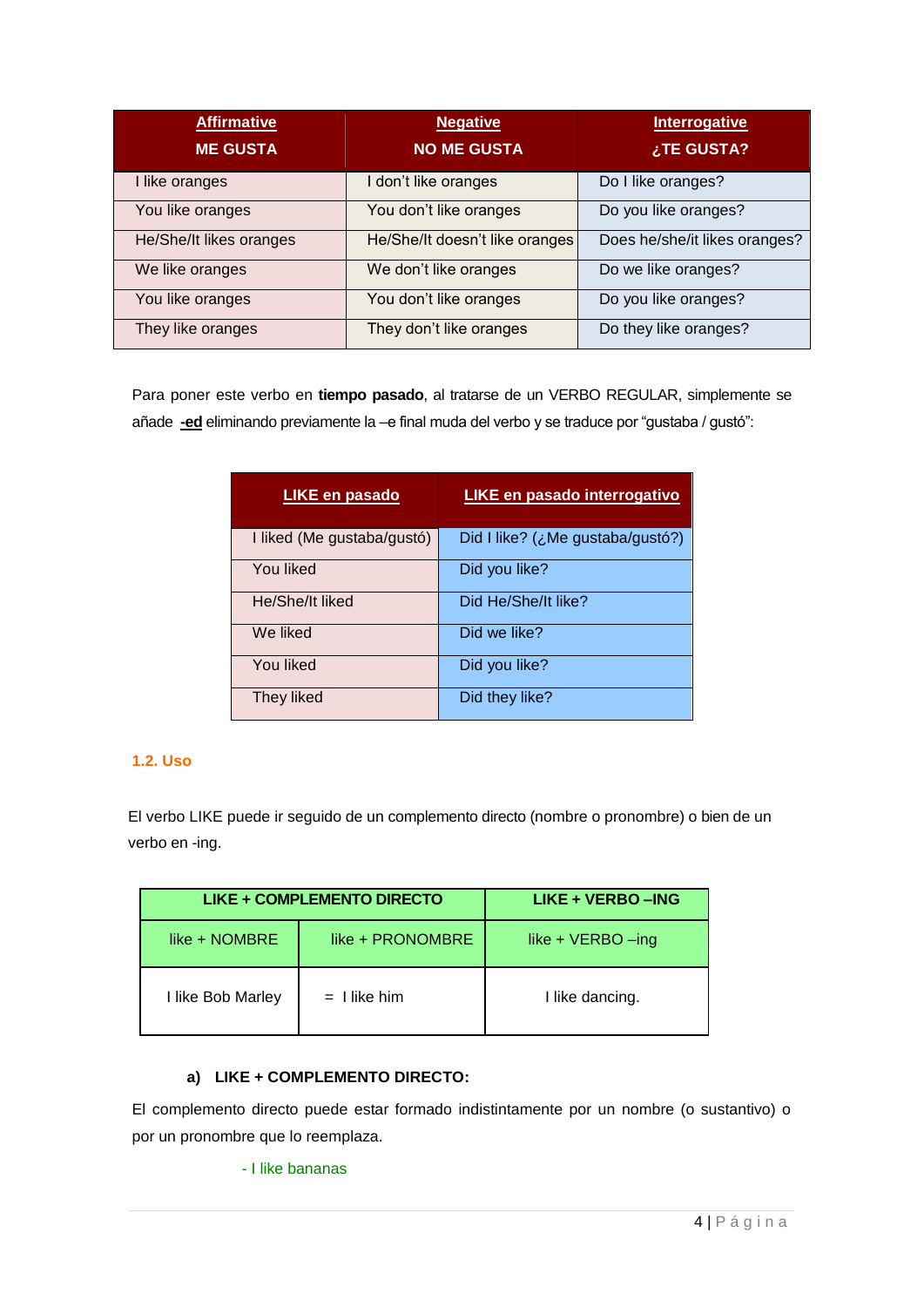| **Affirmative**<br>**ME GUSTA** | **Negative**<br>**NO ME GUSTA** | **Interrogative**<br>**¿TE GUSTA?** |
|---|---|---|
| I like oranges | I don't like oranges | Do I like oranges? |
| You like oranges | You don't like oranges | Do you like oranges? |
| He/She/It likes oranges | He/She/It doesn't like oranges | Does he/she/it likes oranges? |
| We like oranges | We don't like oranges | Do we like oranges? |
| You like oranges | You don't like oranges | Do you like oranges? |
| They like oranges | They don't like oranges | Do they like oranges? |

Para poner este verbo en **tiempo pasado**, al tratarse de un VERBO REGULAR, simplemente se añade **-ed** eliminando previamente la –e final muda del verbo y se traduce por "gustaba / gustó":

| **LIKE en pasado** | **LIKE en pasado interrogativo** |
|---|---|
| I liked (Me gustaba/gustó) | Did I like? (¿Me gustaba/gustó?) |
| You liked | Did you like? |
| He/She/It liked | Did He/She/It like? |
| We liked | Did we like? |
| You liked | Did you like? |
| They liked | Did they like? |

### 1.2. Uso

El verbo LIKE puede ir seguido de un complemento directo (nombre o pronombre) o bien de un verbo en -ing.

| **LIKE + COMPLEMENTO DIRECTO** | | **LIKE + VERBO –ING** |
|---|---|---|
| like + NOMBRE | like + PRONOMBRE | like + VERBO –ing |
| I like Bob Marley | = I like him | I like dancing. |

**a) LIKE + COMPLEMENTO DIRECTO:**

El complemento directo puede estar formado indistintamente por un nombre (o sustantivo) o por un pronombre que lo reemplaza.

- I like bananas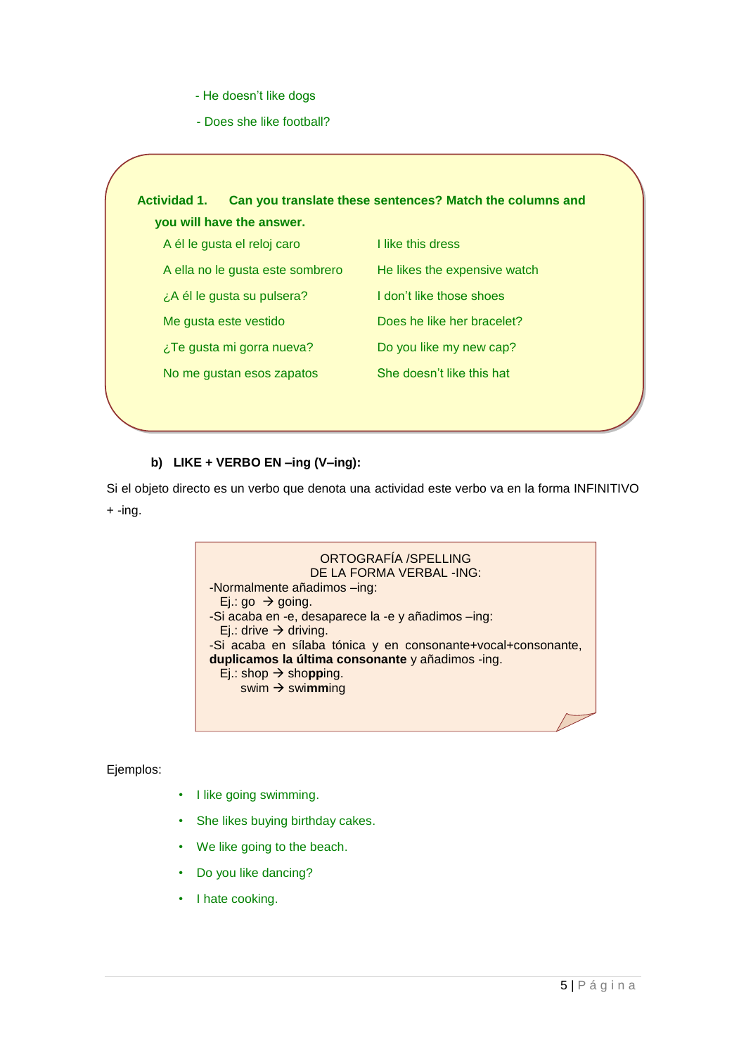- He doesn't like dogs
- Does she like football?

**Actividad 1. Can you translate these sentences? Match the columns and you will have the answer.**

| | |
|---|---|
| A él le gusta el reloj caro | I like this dress |
| A ella no le gusta este sombrero | He likes the expensive watch |
| ¿A él le gusta su pulsera? | I don't like those shoes |
| Me gusta este vestido | Does he like her bracelet? |
| ¿Te gusta mi gorra nueva? | Do you like my new cap? |
| No me gustan esos zapatos | She doesn't like this hat |

**b) LIKE + VERBO EN –ing (V–ing):**

Si el objeto directo es un verbo que denota una actividad este verbo va en la forma INFINITIVO + -ing.

> ORTOGRAFÍA /SPELLING
> DE LA FORMA VERBAL -ING:
>
> -Normalmente añadimos –ing:
> Ej.: go → going.
>
> -Si acaba en -e, desaparece la -e y añadimos –ing:
> Ej.: drive → driving.
>
> -Si acaba en sílaba tónica y en consonante+vocal+consonante, **duplicamos la última consonante** y añadimos -ing.
> Ej.: shop → sho**pp**ing.
> swim → swi**mm**ing

Ejemplos:

- I like going swimming.
- She likes buying birthday cakes.
- We like going to the beach.
- Do you like dancing?
- I hate cooking.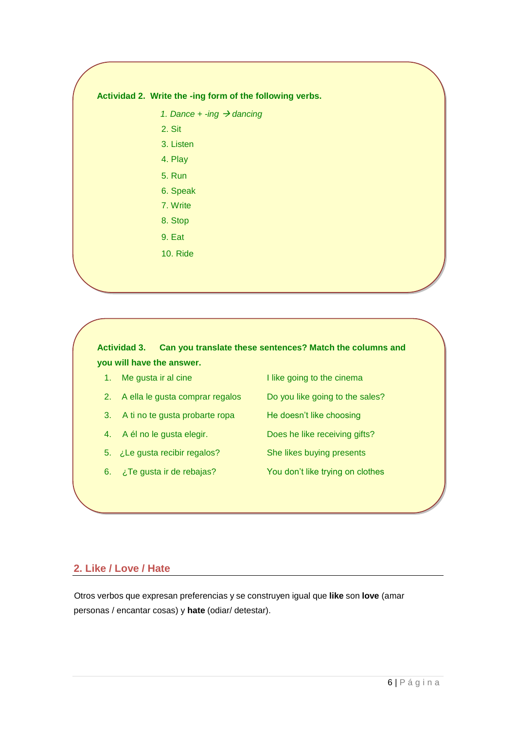**Actividad 2. Write the -ing form of the following verbs.**

1. *Dance + -ing → dancing*
2. Sit
3. Listen
4. Play
5. Run
6. Speak
7. Write
8. Stop
9. Eat
10. Ride

**Actividad 3. Can you translate these sentences? Match the columns and you will have the answer.**

| | |
|---|---|
| 1. Me gusta ir al cine | I like going to the cinema |
| 2. A ella le gusta comprar regalos | Do you like going to the sales? |
| 3. A ti no te gusta probarte ropa | He doesn't like choosing |
| 4. A él no le gusta elegir. | Does he like receiving gifts? |
| 5. ¿Le gusta recibir regalos? | She likes buying presents |
| 6. ¿Te gusta ir de rebajas? | You don't like trying on clothes |

## 2. Like / Love / Hate

Otros verbos que expresan preferencias y se construyen igual que **like** son **love** (amar personas / encantar cosas) y **hate** (odiar/ detestar).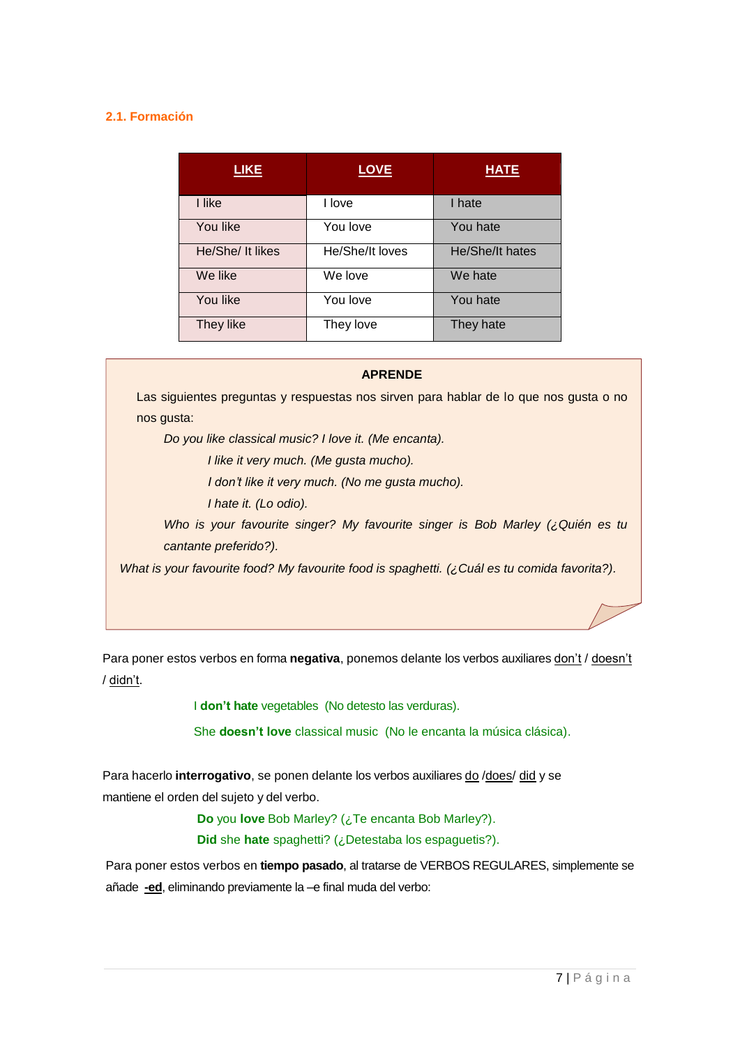### 2.1. Formación

| LIKE | LOVE | HATE |
|---|---|---|
| I like | I love | I hate |
| You like | You love | You hate |
| He/She/ It likes | He/She/It loves | He/She/It hates |
| We like | We love | We hate |
| You like | You love | You hate |
| They like | They love | They hate |

**APRENDE**

Las siguientes preguntas y respuestas nos sirven para hablar de lo que nos gusta o no nos gusta:

*Do you like classical music? I love it. (Me encanta).*

*I like it very much. (Me gusta mucho).*

*I don't like it very much. (No me gusta mucho).*

*I hate it. (Lo odio).*

*Who is your favourite singer? My favourite singer is Bob Marley (¿Quién es tu cantante preferido?).*

*What is your favourite food? My favourite food is spaghetti. (¿Cuál es tu comida favorita?).*

Para poner estos verbos en forma **negativa**, ponemos delante los verbos auxiliares don't / doesn't / didn't.

I **don't hate** vegetables (No detesto las verduras).

She **doesn't love** classical music (No le encanta la música clásica).

Para hacerlo **interrogativo**, se ponen delante los verbos auxiliares do /does/ did y se mantiene el orden del sujeto y del verbo.

**Do** you **love** Bob Marley? (¿Te encanta Bob Marley?).

**Did** she **hate** spaghetti? (¿Detestaba los espaguetis?).

Para poner estos verbos en **tiempo pasado**, al tratarse de VERBOS REGULARES, simplemente se añade **-ed**, eliminando previamente la –e final muda del verbo: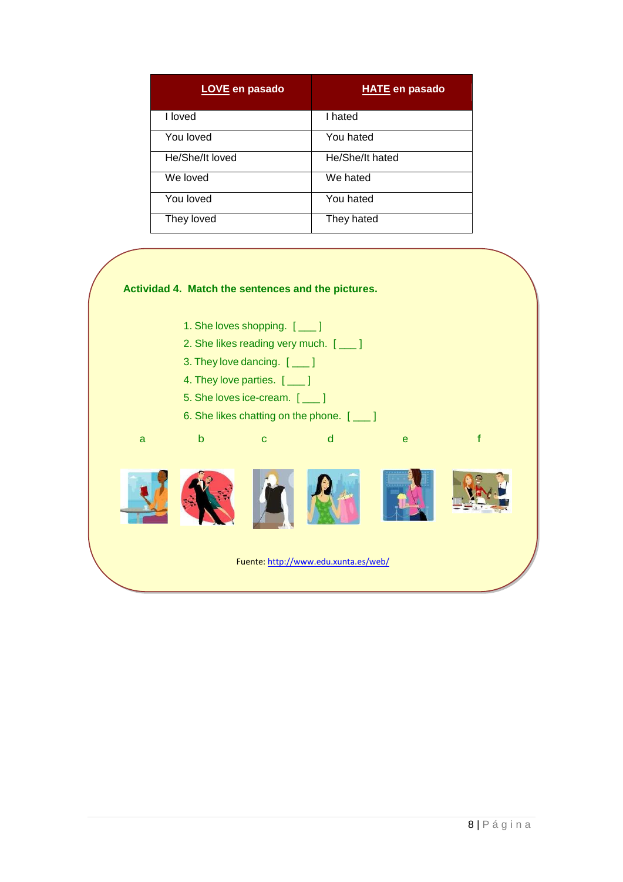| **<u>LOVE</u> en pasado** | **<u>HATE</u> en pasado** |
|---|---|
| I loved | I hated |
| You loved | You hated |
| He/She/It loved | He/She/It hated |
| We loved | We hated |
| You loved | You hated |
| They loved | They hated |

**Actividad 4. Match the sentences and the pictures.**

1. She loves shopping. [ ___ ]
2. She likes reading very much. [ ___ ]
3. They love dancing. [ ___ ]
4. They love parties. [ ___ ]
5. She loves ice-cream. [ ___ ]
6. She likes chatting on the phone. [ ___ ]

a b c d e f

Fuente: http://www.edu.xunta.es/web/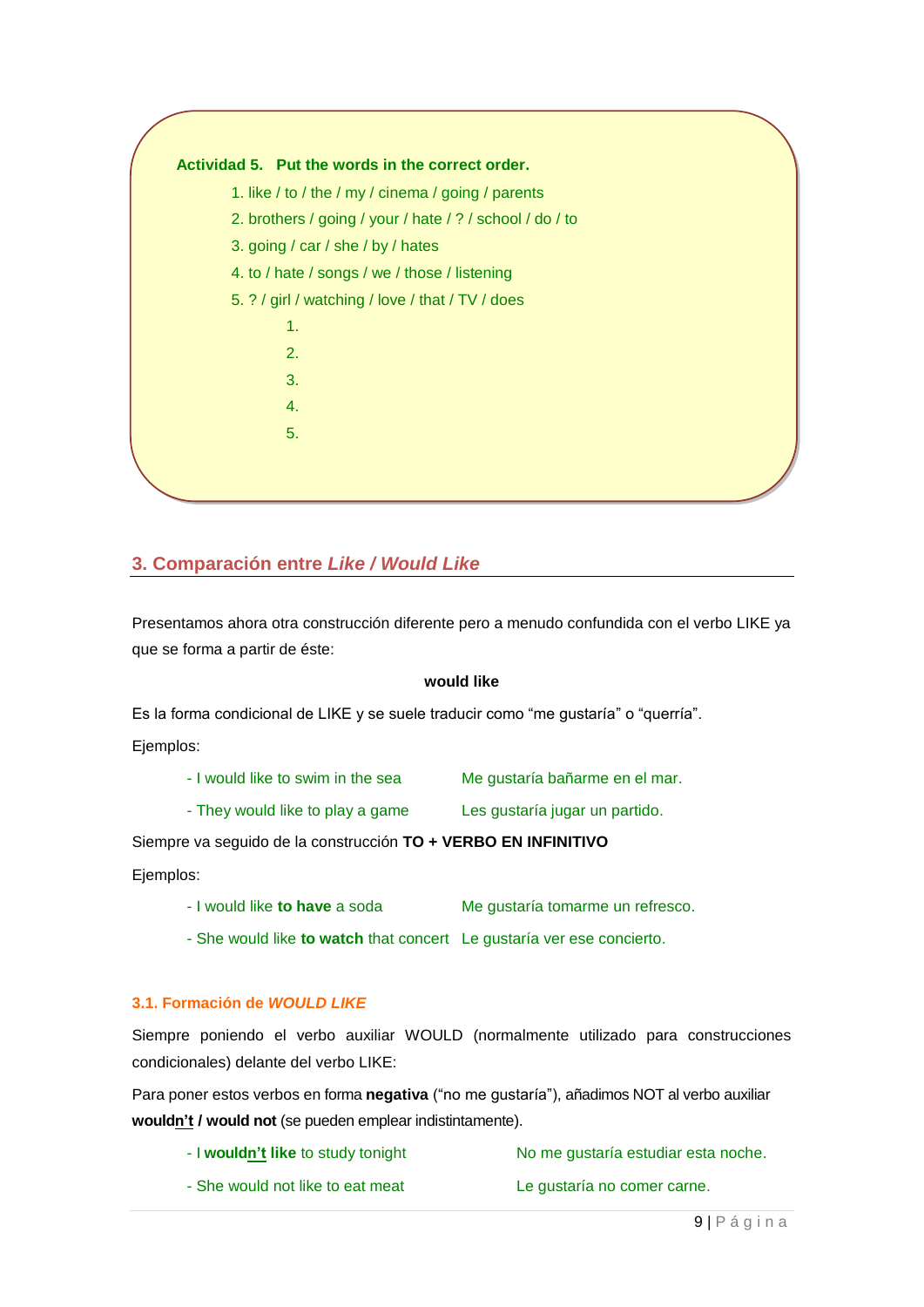**Actividad 5. Put the words in the correct order.**

1. like / to / the / my / cinema / going / parents
2. brothers / going / your / hate / ? / school / do / to
3. going / car / she / by / hates
4. to / hate / songs / we / those / listening
5. ? / girl / watching / love / that / TV / does

   1.
   2.
   3.
   4.
   5.

## 3. Comparación entre *Like / Would Like*

Presentamos ahora otra construcción diferente pero a menudo confundida con el verbo LIKE ya que se forma a partir de éste:

**would like**

Es la forma condicional de LIKE y se suele traducir como “me gustaría” o “querría”.

Ejemplos:

| | |
|---|---|
| - I would like to swim in the sea | Me gustaría bañarme en el mar. |
| - They would like to play a game | Les gustaría jugar un partido. |

Siempre va seguido de la construcción **TO + VERBO EN INFINITIVO**

Ejemplos:

| | |
|---|---|
| - I would like **to have** a soda | Me gustaría tomarme un refresco. |
| - She would like **to watch** that concert | Le gustaría ver ese concierto. |

### 3.1. Formación de *WOULD LIKE*

Siempre poniendo el verbo auxiliar WOULD (normalmente utilizado para construcciones condicionales) delante del verbo LIKE:

Para poner estos verbos en forma **negativa** (“no me gustaría”), añadimos NOT al verbo auxiliar **wouldn’t / would not** (se pueden emplear indistintamente).

| | |
|---|---|
| - I **wouldn’t like** to study tonight | No me gustaría estudiar esta noche. |
| - She would not like to eat meat | Le gustaría no comer carne. |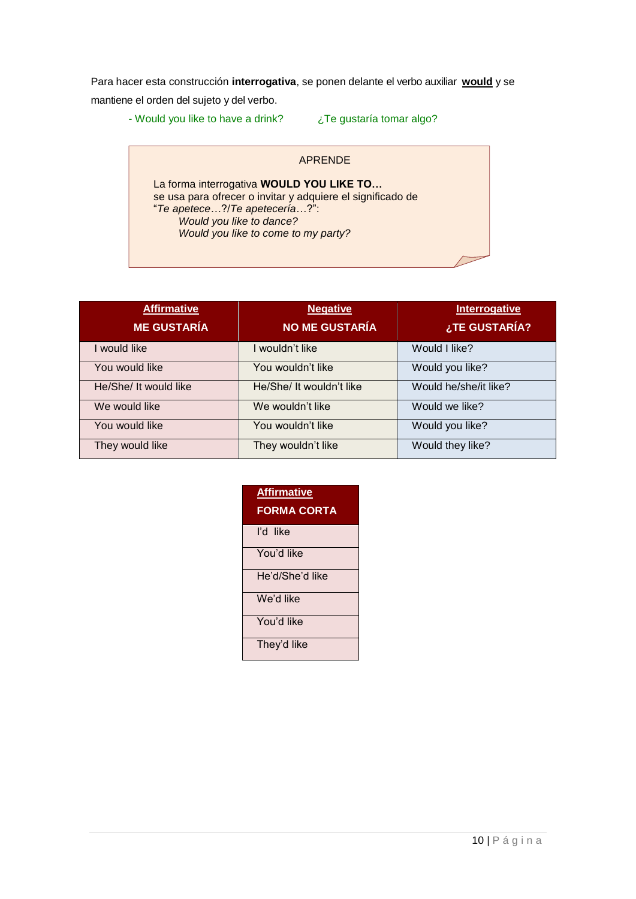Para hacer esta construcción **interrogativa**, se ponen delante el verbo auxiliar **would** y se mantiene el orden del sujeto y del verbo.

- Would you like to have a drink? ¿Te gustaría tomar algo?

APRENDE

La forma interrogativa **WOULD YOU LIKE TO…** se usa para ofrecer o invitar y adquiere el significado de "*Te apetece*…?/*Te apetecería*…?":

*Would you like to dance?*
*Would you like to come to my party?*

| **Affirmative** ME GUSTARÍA | **Negative** NO ME GUSTARÍA | **Interrogative** ¿TE GUSTARÍA? |
|---|---|---|
| I would like | I wouldn't like | Would I like? |
| You would like | You wouldn't like | Would you like? |
| He/She/ It would like | He/She/ It wouldn't like | Would he/she/it like? |
| We would like | We wouldn't like | Would we like? |
| You would like | You wouldn't like | Would you like? |
| They would like | They wouldn't like | Would they like? |

| **Affirmative** FORMA CORTA |
|---|
| I'd like |
| You'd like |
| He'd/She'd like |
| We'd like |
| You'd like |
| They'd like |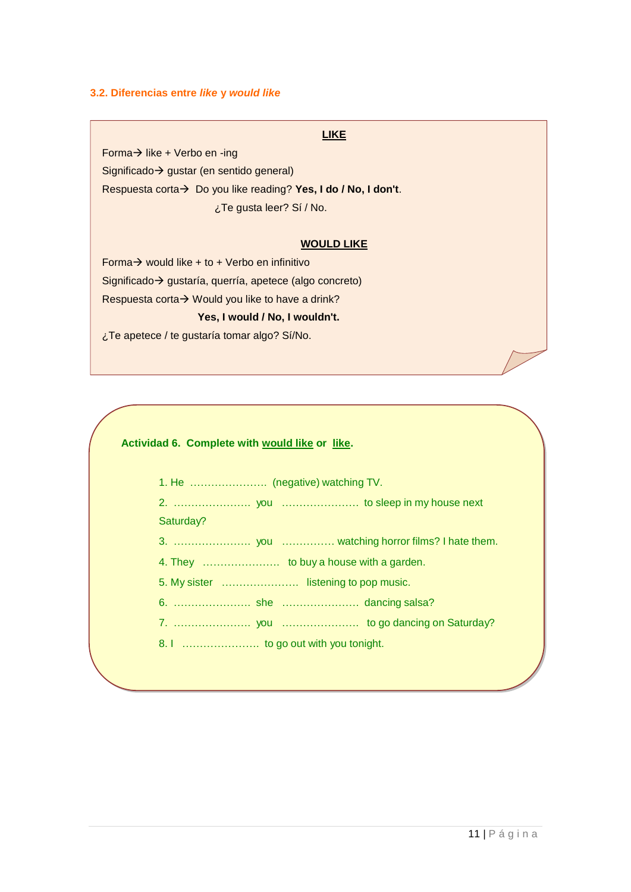### 3.2. Diferencias entre *like* y *would like*

**LIKE**

Forma→ like + Verbo en -ing

Significado→ gustar (en sentido general)

Respuesta corta→ Do you like reading? **Yes, I do / No, I don't**.

¿Te gusta leer? Sí / No.

**WOULD LIKE**

Forma→ would like + to + Verbo en infinitivo

Significado→ gustaría, querría, apetece (algo concreto)

Respuesta corta→ Would you like to have a drink?

**Yes, I would / No, I wouldn't.**

¿Te apetece / te gustaría tomar algo? Sí/No.

**Actividad 6. Complete with would like or like.**

1. He …………………. (negative) watching TV.
2. …………………. you …………………. to sleep in my house next Saturday?
3. …………………. you …………… watching horror films? I hate them.
4. They …………………. to buy a house with a garden.
5. My sister …………………. listening to pop music.
6. …………………. she …………………. dancing salsa?
7. …………………. you …………………. to go dancing on Saturday?
8. I …………………. to go out with you tonight.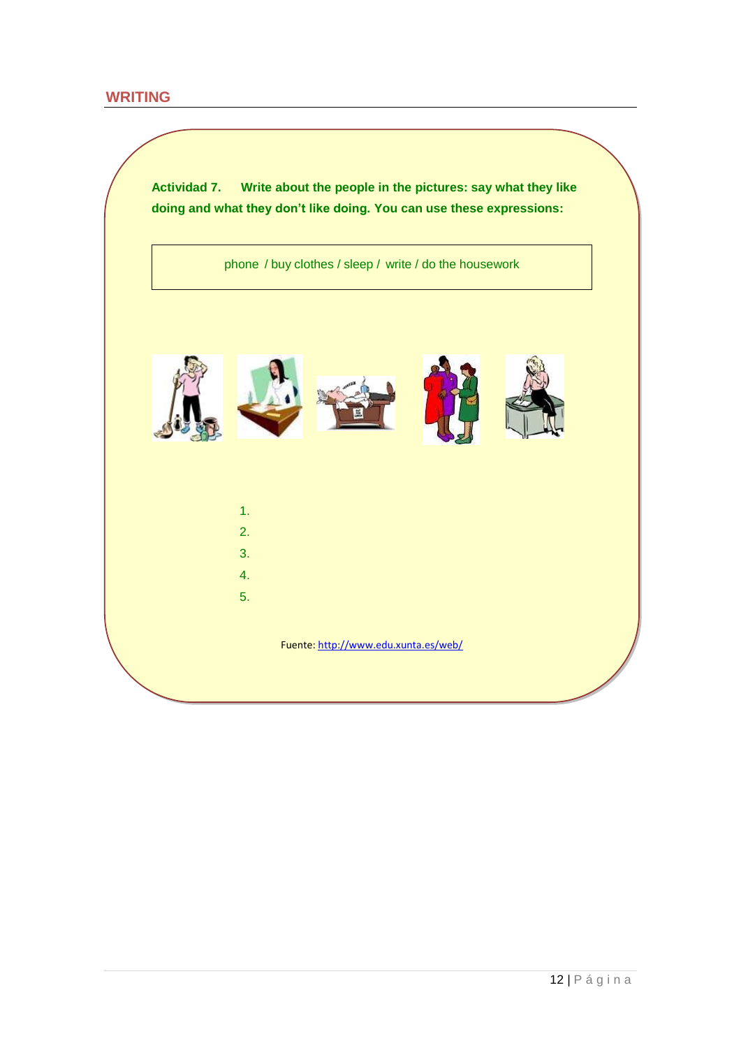## WRITING

**Actividad 7. Write about the people in the pictures: say what they like doing and what they don't like doing. You can use these expressions:**

| phone / buy clothes / sleep / write / do the housework |
|---|

1.
2.
3.
4.
5.

Fuente: http://www.edu.xunta.es/web/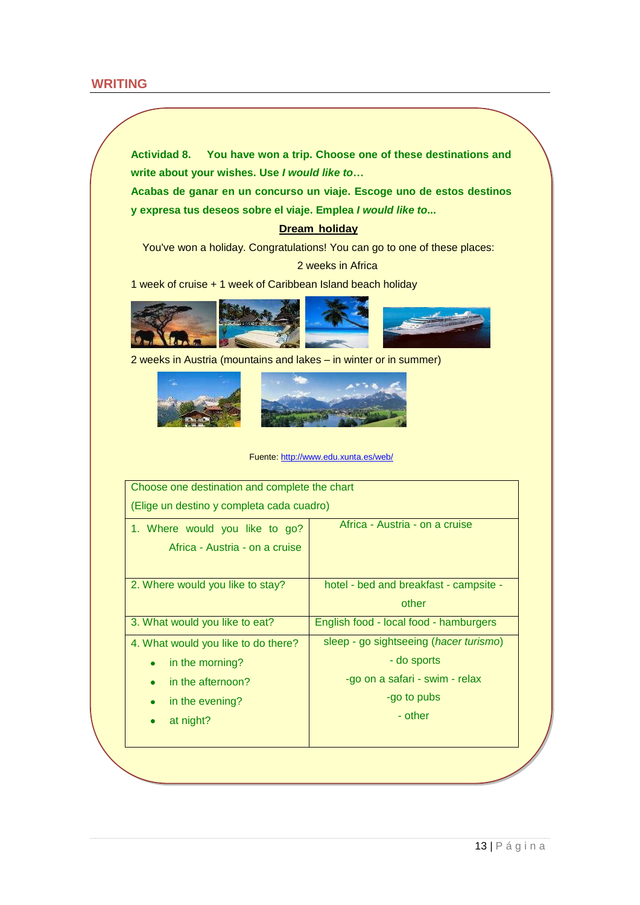## WRITING

**Actividad 8. You have won a trip. Choose one of these destinations and write about your wishes. Use *I would like to*…**

**Acabas de ganar en un concurso un viaje. Escoge uno de estos destinos y expresa tus deseos sobre el viaje. Emplea *I would like to*...**

**Dream holiday**

You've won a holiday. Congratulations! You can go to one of these places:

2 weeks in Africa

1 week of cruise + 1 week of Caribbean Island beach holiday

2 weeks in Austria (mountains and lakes – in winter or in summer)

Fuente: http://www.edu.xunta.es/web/

| Choose one destination and complete the chart (Elige un destino y completa cada cuadro) | |
|---|---|
| 1. Where would you like to go? Africa - Austria - on a cruise | Africa - Austria - on a cruise |
| 2. Where would you like to stay? | hotel - bed and breakfast - campsite - other |
| 3. What would you like to eat? | English food - local food - hamburgers |
| 4. What would you like to do there?<br>• in the morning?<br>• in the afternoon?<br>• in the evening?<br>• at night? | sleep - go sightseeing (*hacer turismo*) - do sports -go on a safari - swim - relax -go to pubs - other |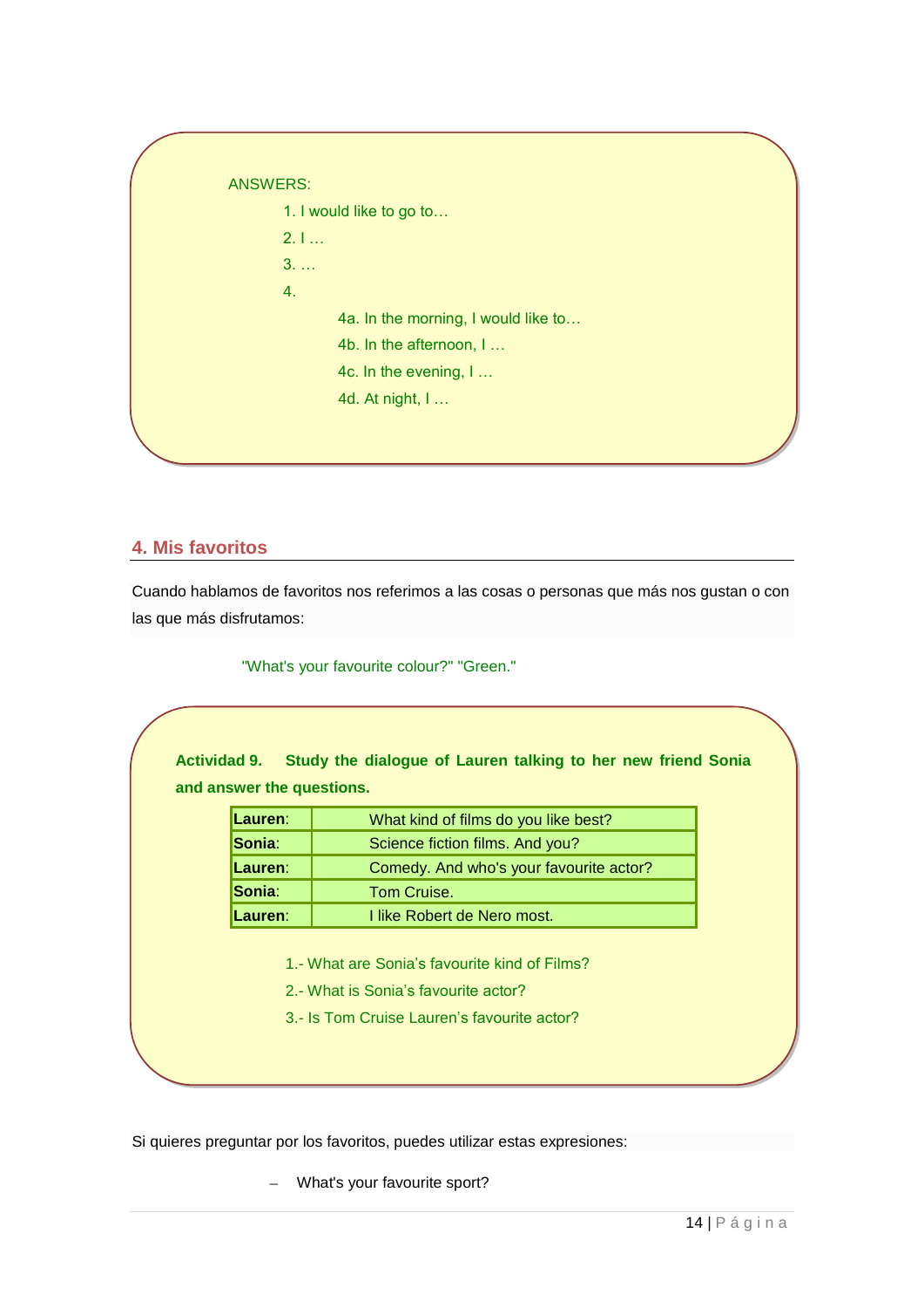ANSWERS:

1. I would like to go to…
2. I …
3. …
4. 
    - 4a. In the morning, I would like to…
    - 4b. In the afternoon, I …
    - 4c. In the evening, I …
    - 4d. At night, I …

## 4. Mis favoritos

Cuando hablamos de favoritos nos referimos a las cosas o personas que más nos gustan o con las que más disfrutamos:

"What's your favourite colour?" "Green."

**Actividad 9. Study the dialogue of Lauren talking to her new friend Sonia and answer the questions.**

| | |
|---|---|
| **Lauren**: | What kind of films do you like best? |
| **Sonia**: | Science fiction films. And you? |
| **Lauren**: | Comedy. And who's your favourite actor? |
| **Sonia**: | Tom Cruise. |
| **Lauren**: | I like Robert de Nero most. |

1.- What are Sonia's favourite kind of Films?

2.- What is Sonia's favourite actor?

3.- Is Tom Cruise Lauren's favourite actor?

Si quieres preguntar por los favoritos, puedes utilizar estas expresiones:

- What's your favourite sport?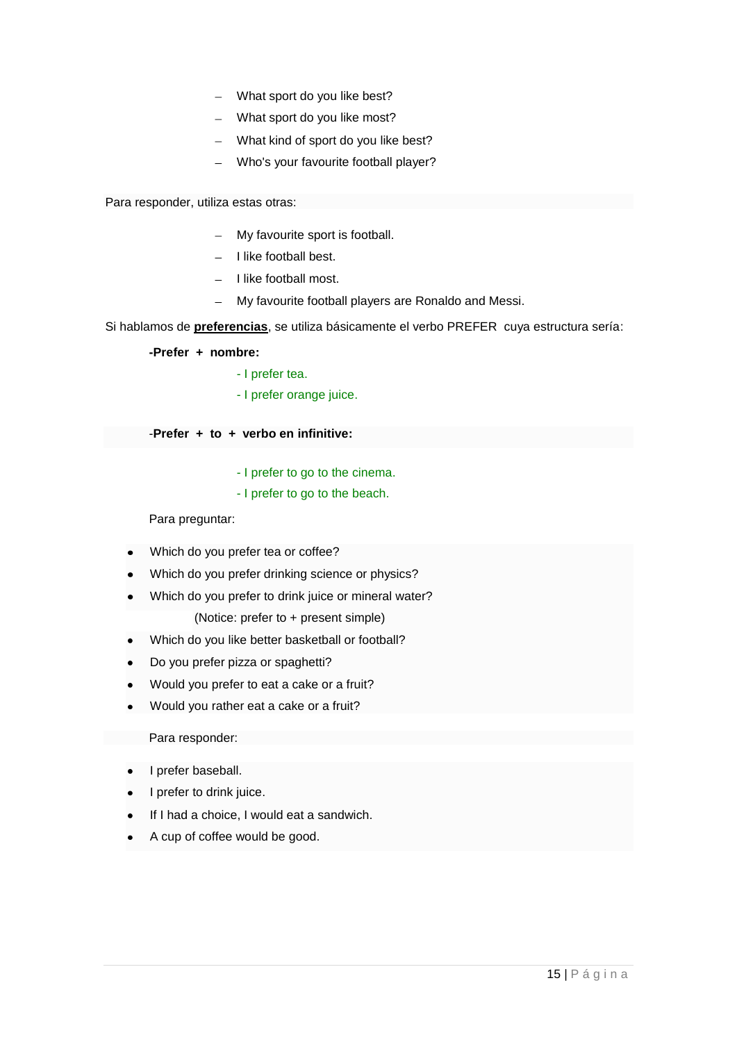- What sport do you like best?
- What sport do you like most?
- What kind of sport do you like best?
- Who's your favourite football player?

Para responder, utiliza estas otras:

- My favourite sport is football.
- I like football best.
- I like football most.
- My favourite football players are Ronaldo and Messi.

Si hablamos de **preferencias**, se utiliza básicamente el verbo PREFER cuya estructura sería:

**-Prefer + nombre:**

- I prefer tea.
- I prefer orange juice.

-**Prefer + to + verbo en infinitive:**

- I prefer to go to the cinema.
- I prefer to go to the beach.

Para preguntar:

- Which do you prefer tea or coffee?
- Which do you prefer drinking science or physics?
- Which do you prefer to drink juice or mineral water?

    (Notice: prefer to + present simple)

- Which do you like better basketball or football?
- Do you prefer pizza or spaghetti?
- Would you prefer to eat a cake or a fruit?
- Would you rather eat a cake or a fruit?

Para responder:

- I prefer baseball.
- I prefer to drink juice.
- If I had a choice, I would eat a sandwich.
- A cup of coffee would be good.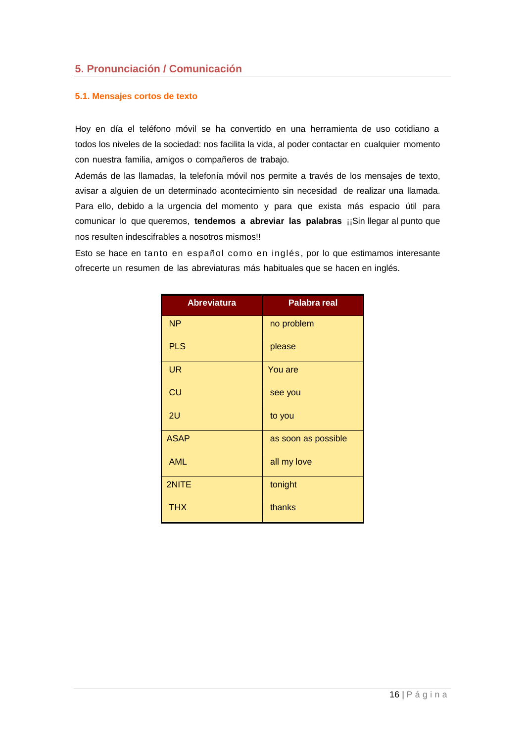## 5. Pronunciación / Comunicación

### 5.1. Mensajes cortos de texto

Hoy en día el teléfono móvil se ha convertido en una herramienta de uso cotidiano a todos los niveles de la sociedad: nos facilita la vida, al poder contactar en cualquier momento con nuestra familia, amigos o compañeros de trabajo.

Además de las llamadas, la telefonía móvil nos permite a través de los mensajes de texto, avisar a alguien de un determinado acontecimiento sin necesidad de realizar una llamada. Para ello, debido a la urgencia del momento y para que exista más espacio útil para comunicar lo que queremos, **tendemos a abreviar las palabras** ¡¡Sin llegar al punto que nos resulten indescifrables a nosotros mismos!!

Esto se hace en tanto en español como en inglés, por lo que estimamos interesante ofrecerte un resumen de las abreviaturas más habituales que se hacen en inglés.

| Abreviatura | Palabra real |
|---|---|
| NP | no problem |
| PLS | please |
| UR | You are |
| CU | see you |
| 2U | to you |
| ASAP | as soon as possible |
| AML | all my love |
| 2NITE | tonight |
| THX | thanks |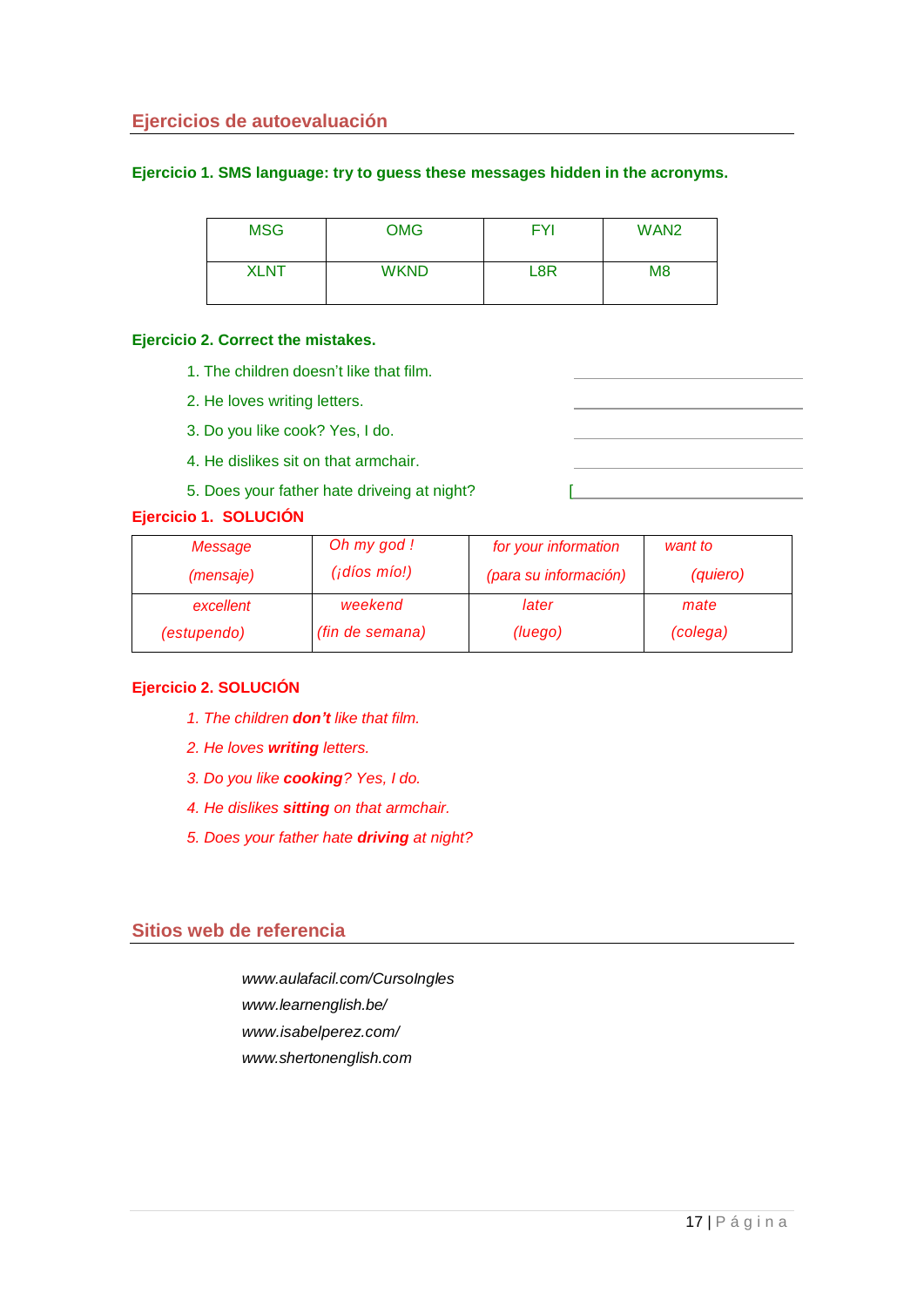## Ejercicios de autoevaluación

**Ejercicio 1. SMS language: try to guess these messages hidden in the acronyms.**

| | | | |
|---|---|---|---|
| MSG | OMG | FYI | WAN2 |
| XLNT | WKND | L8R | M8 |

**Ejercicio 2. Correct the mistakes.**

1. The children doesn't like that film. ______________________
2. He loves writing letters. ______________________
3. Do you like cook? Yes, I do. ______________________
4. He dislikes sit on that armchair. ______________________
5. Does your father hate driveing at night? [______________________

**Ejercicio 1. SOLUCIÓN**

| | | | |
|---|---|---|---|
| *Message* *(mensaje)* | *Oh my god !* *(¡díos mío!)* | *for your information* *(para su información)* | *want to* *(quiero)* |
| *excellent* *(estupendo)* | *weekend* *(fin de semana)* | *later* *(luego)* | *mate* *(colega)* |

**Ejercicio 2. SOLUCIÓN**

1. *The children **don't** like that film.*
2. *He loves **writing** letters.*
3. *Do you like **cooking**? Yes, I do.*
4. *He dislikes **sitting** on that armchair.*
5. *Does your father hate **driving** at night?*

## Sitios web de referencia

*www.aulafacil.com/CursoIngles*
*www.learnenglish.be/*
*www.isabelperez.com/*
*www.shertonenglish.com*